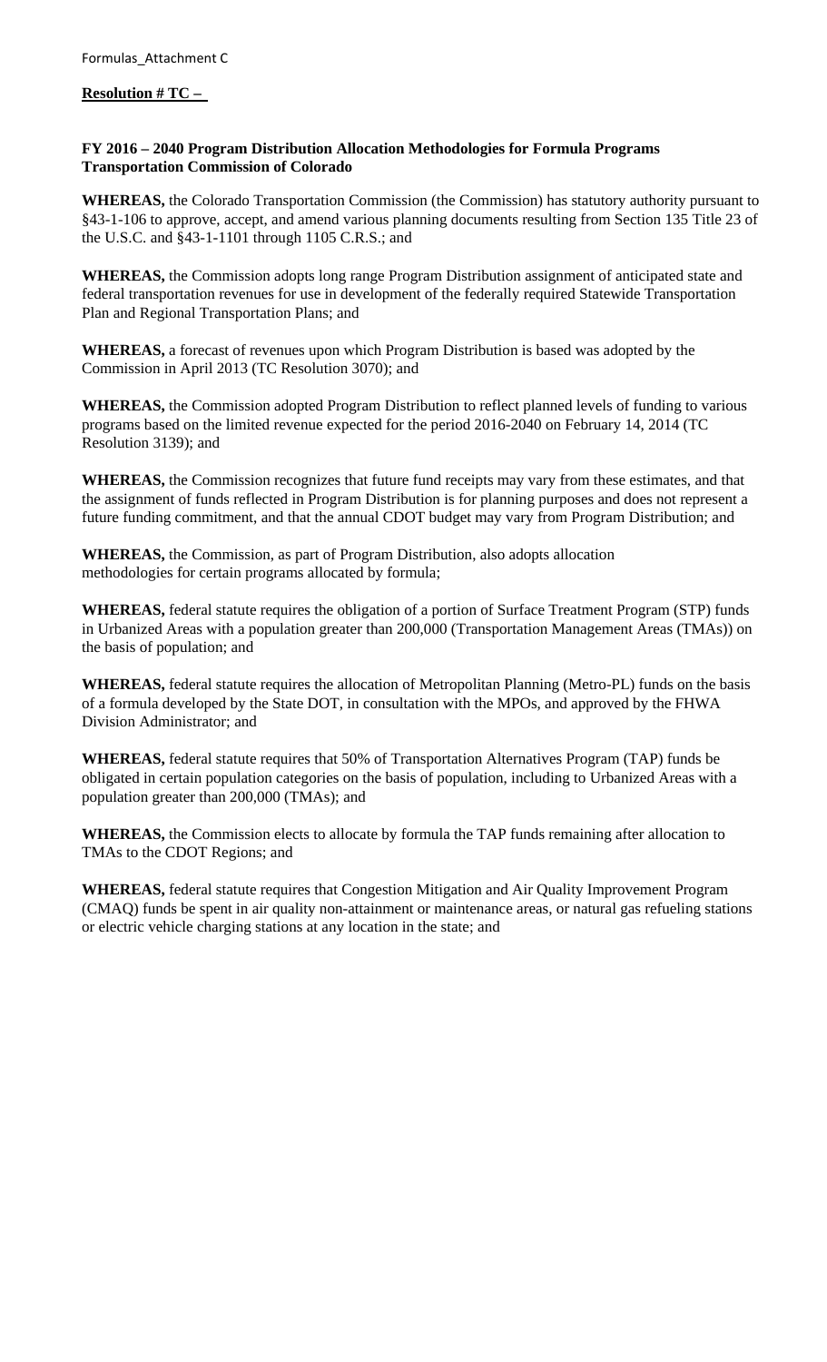Formulas_Attachment C

**Resolution # TC –**

**FY 2016 – 2040 Program Distribution Allocation Methodologies for Formula Programs**
**Transportation Commission of Colorado**

**WHEREAS,** the Colorado Transportation Commission (the Commission) has statutory authority pursuant to §43-1-106 to approve, accept, and amend various planning documents resulting from Section 135 Title 23 of the U.S.C. and §43-1-1101 through 1105 C.R.S.; and

**WHEREAS,** the Commission adopts long range Program Distribution assignment of anticipated state and federal transportation revenues for use in development of the federally required Statewide Transportation Plan and Regional Transportation Plans; and

**WHEREAS,** a forecast of revenues upon which Program Distribution is based was adopted by the Commission in April 2013 (TC Resolution 3070); and

**WHEREAS,** the Commission adopted Program Distribution to reflect planned levels of funding to various programs based on the limited revenue expected for the period 2016-2040 on February 14, 2014 (TC Resolution 3139); and

**WHEREAS,** the Commission recognizes that future fund receipts may vary from these estimates, and that the assignment of funds reflected in Program Distribution is for planning purposes and does not represent a future funding commitment, and that the annual CDOT budget may vary from Program Distribution; and

**WHEREAS,** the Commission, as part of Program Distribution, also adopts allocation methodologies for certain programs allocated by formula;

**WHEREAS,** federal statute requires the obligation of a portion of Surface Treatment Program (STP) funds in Urbanized Areas with a population greater than 200,000 (Transportation Management Areas (TMAs)) on the basis of population; and

**WHEREAS,** federal statute requires the allocation of Metropolitan Planning (Metro-PL) funds on the basis of a formula developed by the State DOT, in consultation with the MPOs, and approved by the FHWA Division Administrator; and

**WHEREAS,** federal statute requires that 50% of Transportation Alternatives Program (TAP) funds be obligated in certain population categories on the basis of population, including to Urbanized Areas with a population greater than 200,000 (TMAs); and

**WHEREAS,** the Commission elects to allocate by formula the TAP funds remaining after allocation to TMAs to the CDOT Regions; and

**WHEREAS,** federal statute requires that Congestion Mitigation and Air Quality Improvement Program (CMAQ) funds be spent in air quality non-attainment or maintenance areas, or natural gas refueling stations or electric vehicle charging stations at any location in the state; and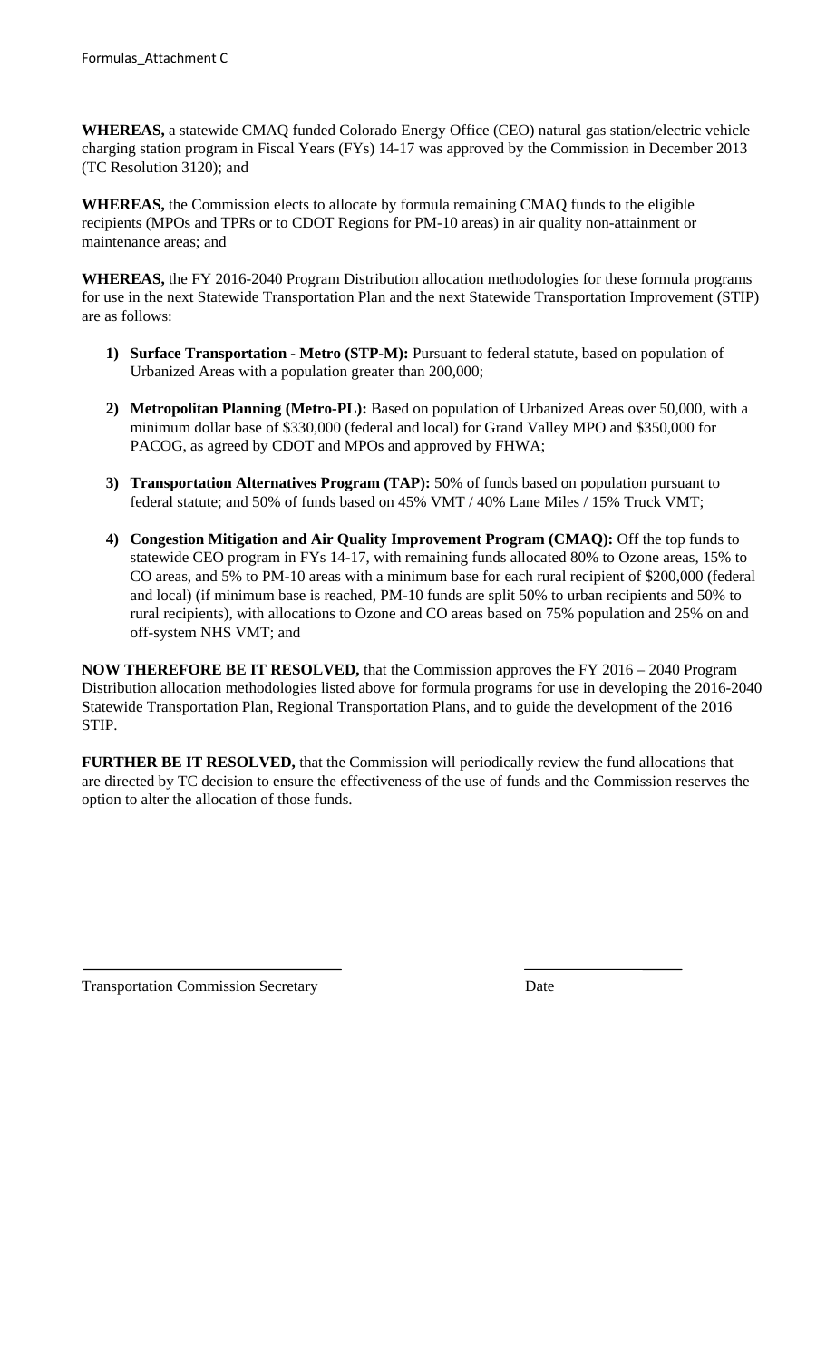**WHEREAS,** a statewide CMAQ funded Colorado Energy Office (CEO) natural gas station/electric vehicle charging station program in Fiscal Years (FYs) 14-17 was approved by the Commission in December 2013 (TC Resolution 3120); and

**WHEREAS,** the Commission elects to allocate by formula remaining CMAQ funds to the eligible recipients (MPOs and TPRs or to CDOT Regions for PM-10 areas) in air quality non-attainment or maintenance areas; and

**WHEREAS,** the FY 2016-2040 Program Distribution allocation methodologies for these formula programs for use in the next Statewide Transportation Plan and the next Statewide Transportation Improvement (STIP) are as follows:

1) **Surface Transportation - Metro (STP-M):** Pursuant to federal statute, based on population of Urbanized Areas with a population greater than 200,000;

2) **Metropolitan Planning (Metro-PL):** Based on population of Urbanized Areas over 50,000, with a minimum dollar base of $330,000 (federal and local) for Grand Valley MPO and $350,000 for PACOG, as agreed by CDOT and MPOs and approved by FHWA;

3) **Transportation Alternatives Program (TAP):** 50% of funds based on population pursuant to federal statute; and 50% of funds based on 45% VMT / 40% Lane Miles / 15% Truck VMT;

4) **Congestion Mitigation and Air Quality Improvement Program (CMAQ):** Off the top funds to statewide CEO program in FYs 14-17, with remaining funds allocated 80% to Ozone areas, 15% to CO areas, and 5% to PM-10 areas with a minimum base for each rural recipient of $200,000 (federal and local) (if minimum base is reached, PM-10 funds are split 50% to urban recipients and 50% to rural recipients), with allocations to Ozone and CO areas based on 75% population and 25% on and off-system NHS VMT; and

**NOW THEREFORE BE IT RESOLVED,** that the Commission approves the FY 2016 – 2040 Program Distribution allocation methodologies listed above for formula programs for use in developing the 2016-2040 Statewide Transportation Plan, Regional Transportation Plans, and to guide the development of the 2016 STIP.

**FURTHER BE IT RESOLVED,** that the Commission will periodically review the fund allocations that are directed by TC decision to ensure the effectiveness of the use of funds and the Commission reserves the option to alter the allocation of those funds.

\_\_\_\_\_\_\_\_\_\_\_\_\_\_\_\_\_\_\_\_\_\_\_\_\_\_\_\_\_\_ \_\_\_\_\_\_\_\_\_\_\_\_\_\_\_\_\_\_\_\_

Transportation Commission Secretary Date